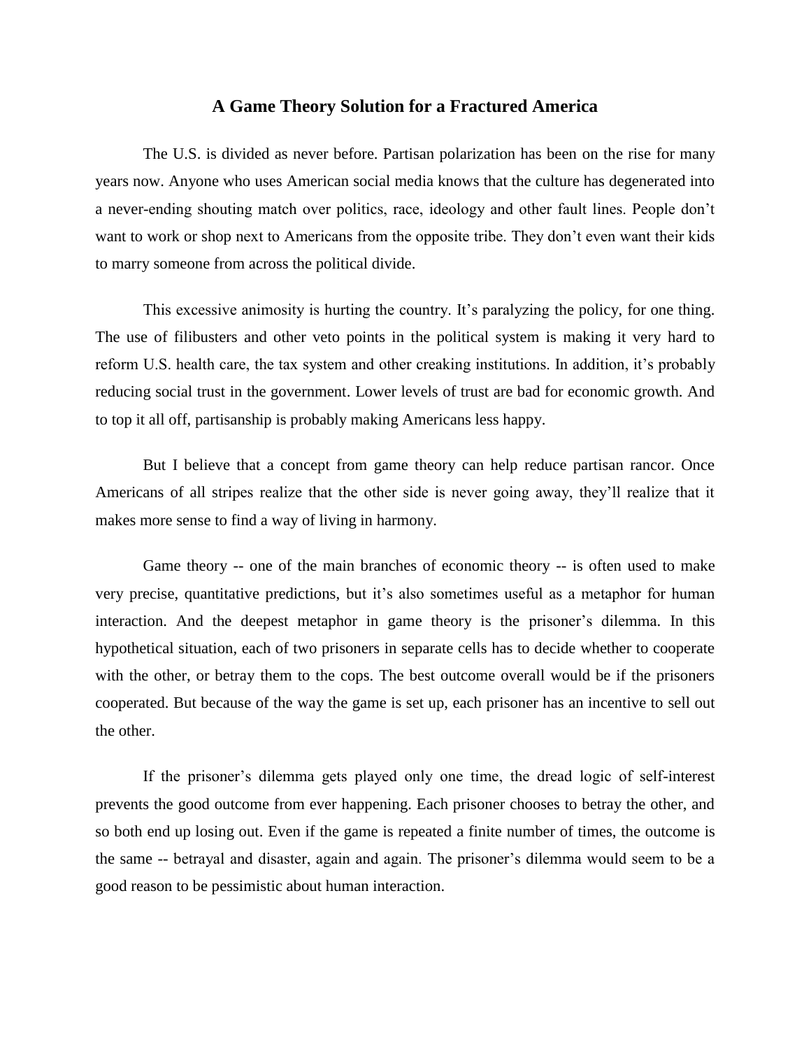# A Game Theory Solution for a Fractured America

The U.S. is divided as never before. Partisan polarization has been on the rise for many years now. Anyone who uses American social media knows that the culture has degenerated into a never-ending shouting match over politics, race, ideology and other fault lines. People don't want to work or shop next to Americans from the opposite tribe. They don't even want their kids to marry someone from across the political divide.

This excessive animosity is hurting the country. It's paralyzing the policy, for one thing. The use of filibusters and other veto points in the political system is making it very hard to reform U.S. health care, the tax system and other creaking institutions. In addition, it's probably reducing social trust in the government. Lower levels of trust are bad for economic growth. And to top it all off, partisanship is probably making Americans less happy.

But I believe that a concept from game theory can help reduce partisan rancor. Once Americans of all stripes realize that the other side is never going away, they'll realize that it makes more sense to find a way of living in harmony.

Game theory -- one of the main branches of economic theory -- is often used to make very precise, quantitative predictions, but it's also sometimes useful as a metaphor for human interaction. And the deepest metaphor in game theory is the prisoner's dilemma. In this hypothetical situation, each of two prisoners in separate cells has to decide whether to cooperate with the other, or betray them to the cops. The best outcome overall would be if the prisoners cooperated. But because of the way the game is set up, each prisoner has an incentive to sell out the other.

If the prisoner's dilemma gets played only one time, the dread logic of self-interest prevents the good outcome from ever happening. Each prisoner chooses to betray the other, and so both end up losing out. Even if the game is repeated a finite number of times, the outcome is the same -- betrayal and disaster, again and again. The prisoner's dilemma would seem to be a good reason to be pessimistic about human interaction.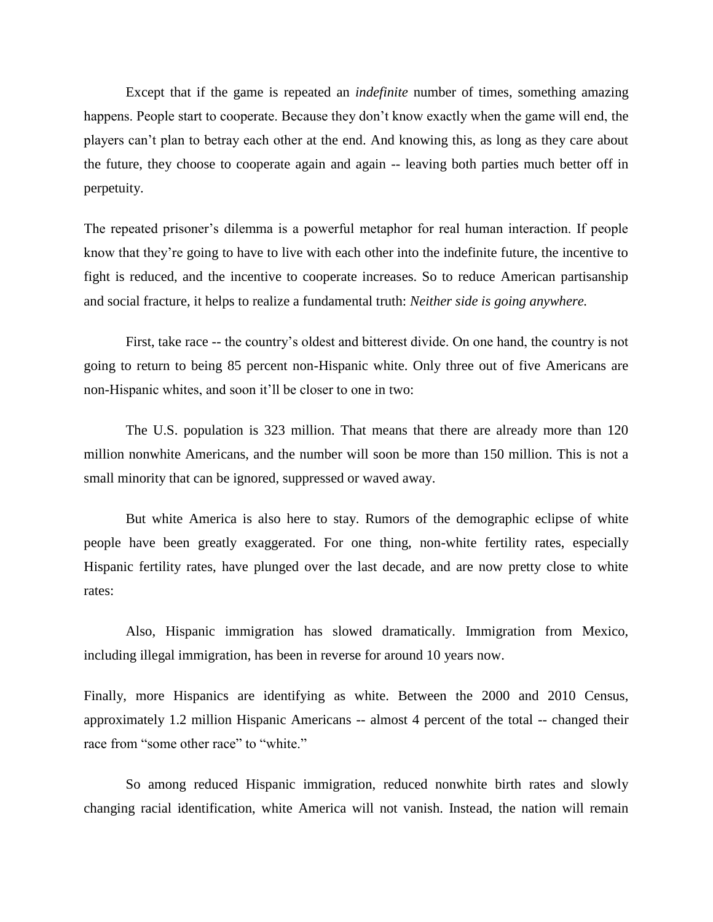Except that if the game is repeated an *indefinite* number of times, something amazing happens. People start to cooperate. Because they don't know exactly when the game will end, the players can't plan to betray each other at the end. And knowing this, as long as they care about the future, they choose to cooperate again and again -- leaving both parties much better off in perpetuity.

The repeated prisoner's dilemma is a powerful metaphor for real human interaction. If people know that they're going to have to live with each other into the indefinite future, the incentive to fight is reduced, and the incentive to cooperate increases. So to reduce American partisanship and social fracture, it helps to realize a fundamental truth: *Neither side is going anywhere.*

First, take race -- the country's oldest and bitterest divide. On one hand, the country is not going to return to being 85 percent non-Hispanic white. Only three out of five Americans are non-Hispanic whites, and soon it'll be closer to one in two:

The U.S. population is 323 million. That means that there are already more than 120 million nonwhite Americans, and the number will soon be more than 150 million. This is not a small minority that can be ignored, suppressed or waved away.

But white America is also here to stay. Rumors of the demographic eclipse of white people have been greatly exaggerated. For one thing, non-white fertility rates, especially Hispanic fertility rates, have plunged over the last decade, and are now pretty close to white rates:

Also, Hispanic immigration has slowed dramatically. Immigration from Mexico, including illegal immigration, has been in reverse for around 10 years now.

Finally, more Hispanics are identifying as white. Between the 2000 and 2010 Census, approximately 1.2 million Hispanic Americans -- almost 4 percent of the total -- changed their race from "some other race" to "white."

So among reduced Hispanic immigration, reduced nonwhite birth rates and slowly changing racial identification, white America will not vanish. Instead, the nation will remain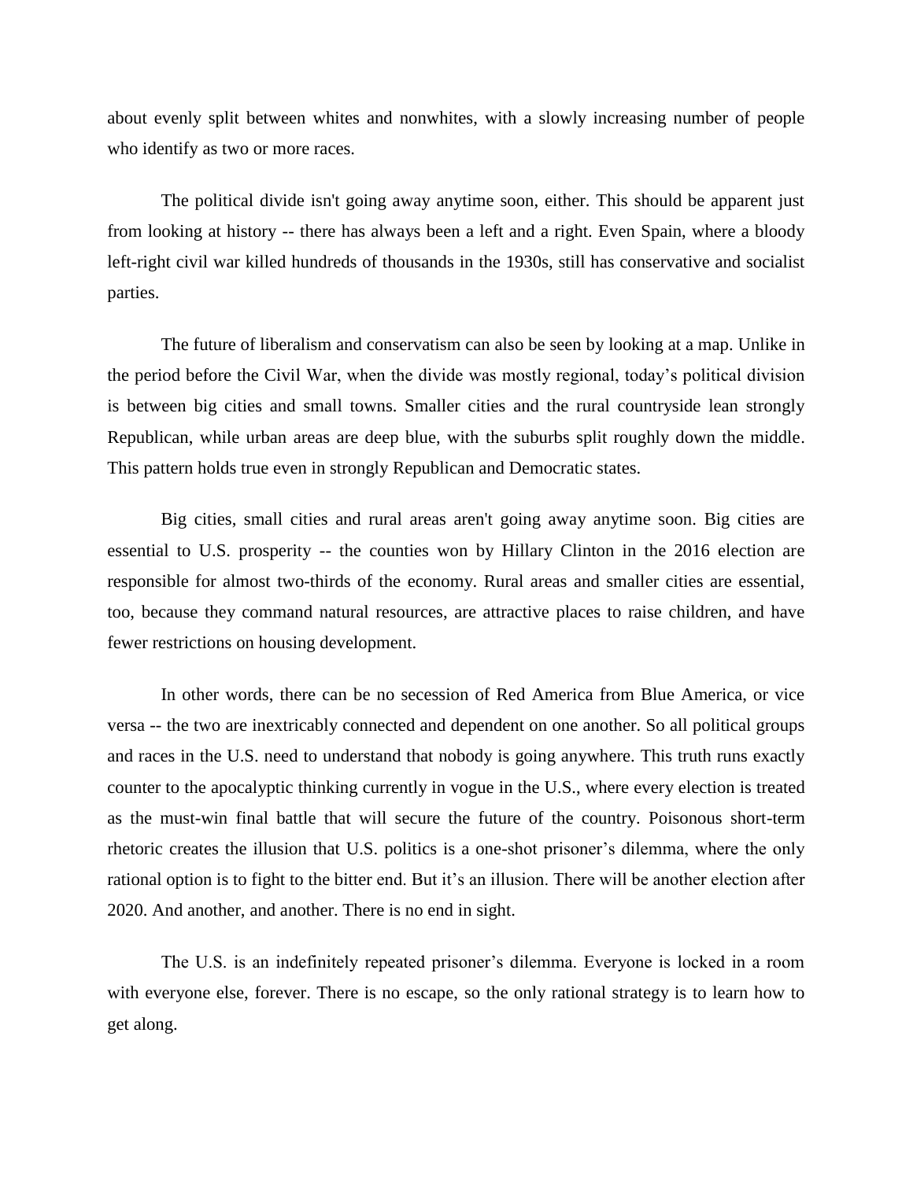about evenly split between whites and nonwhites, with a slowly increasing number of people who identify as two or more races.

The political divide isn't going away anytime soon, either. This should be apparent just from looking at history -- there has always been a left and a right. Even Spain, where a bloody left-right civil war killed hundreds of thousands in the 1930s, still has conservative and socialist parties.

The future of liberalism and conservatism can also be seen by looking at a map. Unlike in the period before the Civil War, when the divide was mostly regional, today's political division is between big cities and small towns. Smaller cities and the rural countryside lean strongly Republican, while urban areas are deep blue, with the suburbs split roughly down the middle. This pattern holds true even in strongly Republican and Democratic states.

Big cities, small cities and rural areas aren't going away anytime soon. Big cities are essential to U.S. prosperity -- the counties won by Hillary Clinton in the 2016 election are responsible for almost two-thirds of the economy. Rural areas and smaller cities are essential, too, because they command natural resources, are attractive places to raise children, and have fewer restrictions on housing development.

In other words, there can be no secession of Red America from Blue America, or vice versa -- the two are inextricably connected and dependent on one another. So all political groups and races in the U.S. need to understand that nobody is going anywhere. This truth runs exactly counter to the apocalyptic thinking currently in vogue in the U.S., where every election is treated as the must-win final battle that will secure the future of the country. Poisonous short-term rhetoric creates the illusion that U.S. politics is a one-shot prisoner's dilemma, where the only rational option is to fight to the bitter end. But it's an illusion. There will be another election after 2020. And another, and another. There is no end in sight.

The U.S. is an indefinitely repeated prisoner's dilemma. Everyone is locked in a room with everyone else, forever. There is no escape, so the only rational strategy is to learn how to get along.